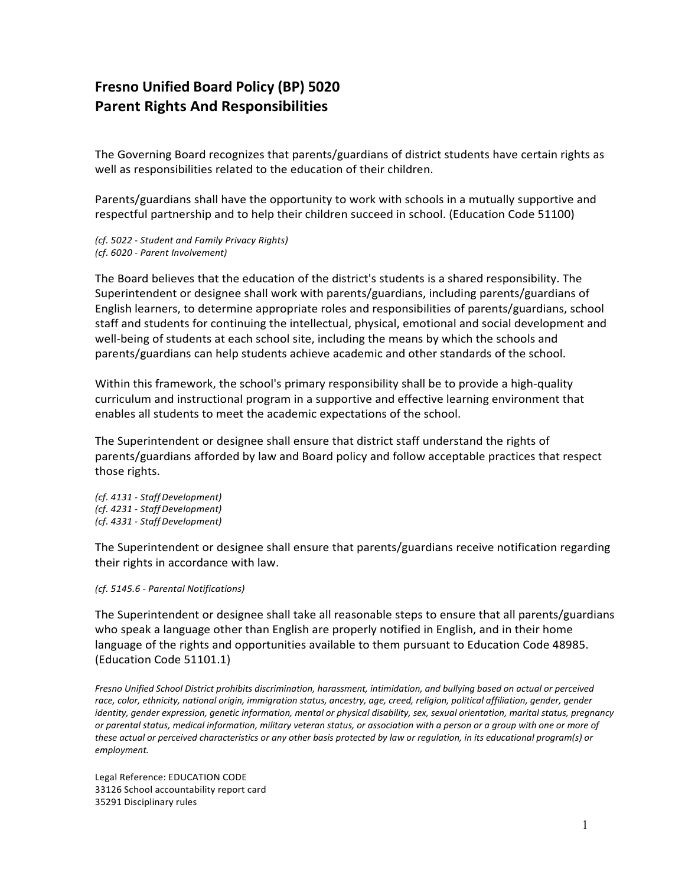# Fresno Unified Board Policy (BP) 5020
# Parent Rights And Responsibilities

The Governing Board recognizes that parents/guardians of district students have certain rights as well as responsibilities related to the education of their children.

Parents/guardians shall have the opportunity to work with schools in a mutually supportive and respectful partnership and to help their children succeed in school. (Education Code 51100)

*(cf. 5022 - Student and Family Privacy Rights)*
*(cf. 6020 - Parent Involvement)*

The Board believes that the education of the district's students is a shared responsibility. The Superintendent or designee shall work with parents/guardians, including parents/guardians of English learners, to determine appropriate roles and responsibilities of parents/guardians, school staff and students for continuing the intellectual, physical, emotional and social development and well-being of students at each school site, including the means by which the schools and parents/guardians can help students achieve academic and other standards of the school.

Within this framework, the school's primary responsibility shall be to provide a high-quality curriculum and instructional program in a supportive and effective learning environment that enables all students to meet the academic expectations of the school.

The Superintendent or designee shall ensure that district staff understand the rights of parents/guardians afforded by law and Board policy and follow acceptable practices that respect those rights.

*(cf. 4131 - Staff Development)*
*(cf. 4231 - Staff Development)*
*(cf. 4331 - Staff Development)*

The Superintendent or designee shall ensure that parents/guardians receive notification regarding their rights in accordance with law.

*(cf. 5145.6 - Parental Notifications)*

The Superintendent or designee shall take all reasonable steps to ensure that all parents/guardians who speak a language other than English are properly notified in English, and in their home language of the rights and opportunities available to them pursuant to Education Code 48985. (Education Code 51101.1)

*Fresno Unified School District prohibits discrimination, harassment, intimidation, and bullying based on actual or perceived race, color, ethnicity, national origin, immigration status, ancestry, age, creed, religion, political affiliation, gender, gender identity, gender expression, genetic information, mental or physical disability, sex, sexual orientation, marital status, pregnancy or parental status, medical information, military veteran status, or association with a person or a group with one or more of these actual or perceived characteristics or any other basis protected by law or regulation, in its educational program(s) or employment.*

Legal Reference: EDUCATION CODE
33126 School accountability report card
35291 Disciplinary rules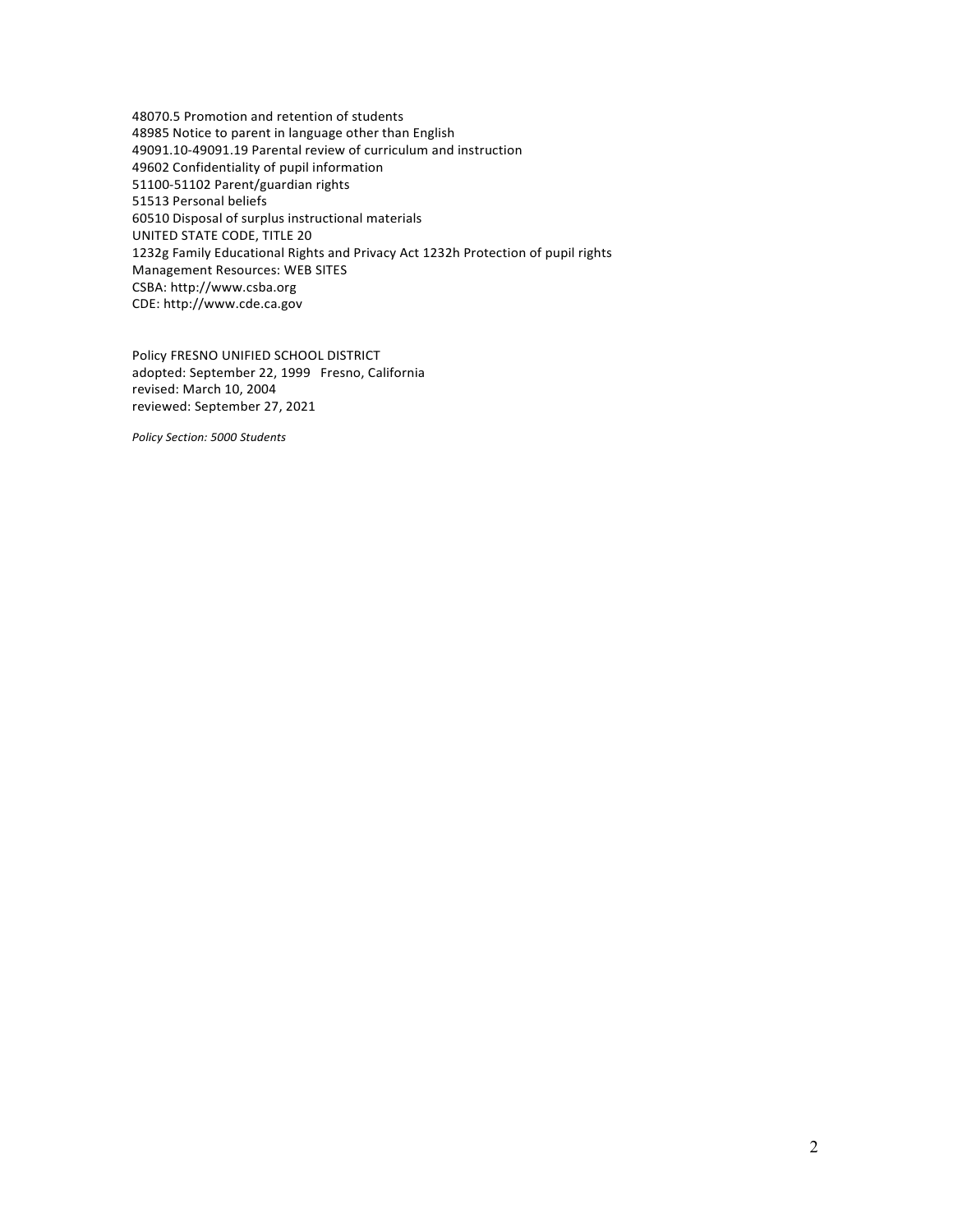48070.5 Promotion and retention of students
48985 Notice to parent in language other than English
49091.10-49091.19 Parental review of curriculum and instruction
49602 Confidentiality of pupil information
51100-51102 Parent/guardian rights
51513 Personal beliefs
60510 Disposal of surplus instructional materials
UNITED STATE CODE, TITLE 20
1232g Family Educational Rights and Privacy Act 1232h Protection of pupil rights
Management Resources: WEB SITES
CSBA: http://www.csba.org
CDE: http://www.cde.ca.gov

Policy FRESNO UNIFIED SCHOOL DISTRICT
adopted: September 22, 1999 Fresno, California
revised: March 10, 2004
reviewed: September 27, 2021

*Policy Section: 5000 Students*